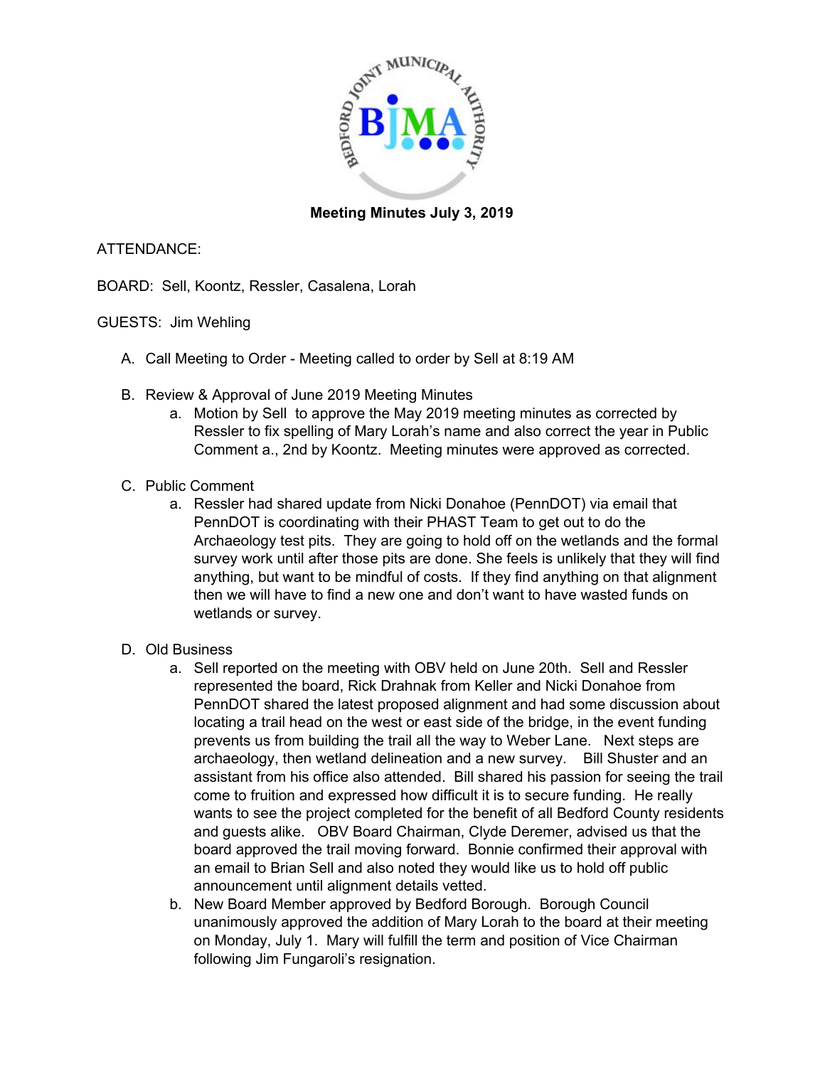**Meeting Minutes July 3, 2019**

ATTENDANCE:

BOARD: Sell, Koontz, Ressler, Casalena, Lorah

GUESTS: Jim Wehling

A. Call Meeting to Order - Meeting called to order by Sell at 8:19 AM

B. Review & Approval of June 2019 Meeting Minutes
   a. Motion by Sell to approve the May 2019 meeting minutes as corrected by Ressler to fix spelling of Mary Lorah's name and also correct the year in Public Comment a., 2nd by Koontz. Meeting minutes were approved as corrected.

C. Public Comment
   a. Ressler had shared update from Nicki Donahoe (PennDOT) via email that PennDOT is coordinating with their PHAST Team to get out to do the Archaeology test pits. They are going to hold off on the wetlands and the formal survey work until after those pits are done. She feels is unlikely that they will find anything, but want to be mindful of costs. If they find anything on that alignment then we will have to find a new one and don't want to have wasted funds on wetlands or survey.

D. Old Business
   a. Sell reported on the meeting with OBV held on June 20th. Sell and Ressler represented the board, Rick Drahnak from Keller and Nicki Donahoe from PennDOT shared the latest proposed alignment and had some discussion about locating a trail head on the west or east side of the bridge, in the event funding prevents us from building the trail all the way to Weber Lane. Next steps are archaeology, then wetland delineation and a new survey. Bill Shuster and an assistant from his office also attended. Bill shared his passion for seeing the trail come to fruition and expressed how difficult it is to secure funding. He really wants to see the project completed for the benefit of all Bedford County residents and guests alike. OBV Board Chairman, Clyde Deremer, advised us that the board approved the trail moving forward. Bonnie confirmed their approval with an email to Brian Sell and also noted they would like us to hold off public announcement until alignment details vetted.
   b. New Board Member approved by Bedford Borough. Borough Council unanimously approved the addition of Mary Lorah to the board at their meeting on Monday, July 1. Mary will fulfill the term and position of Vice Chairman following Jim Fungaroli's resignation.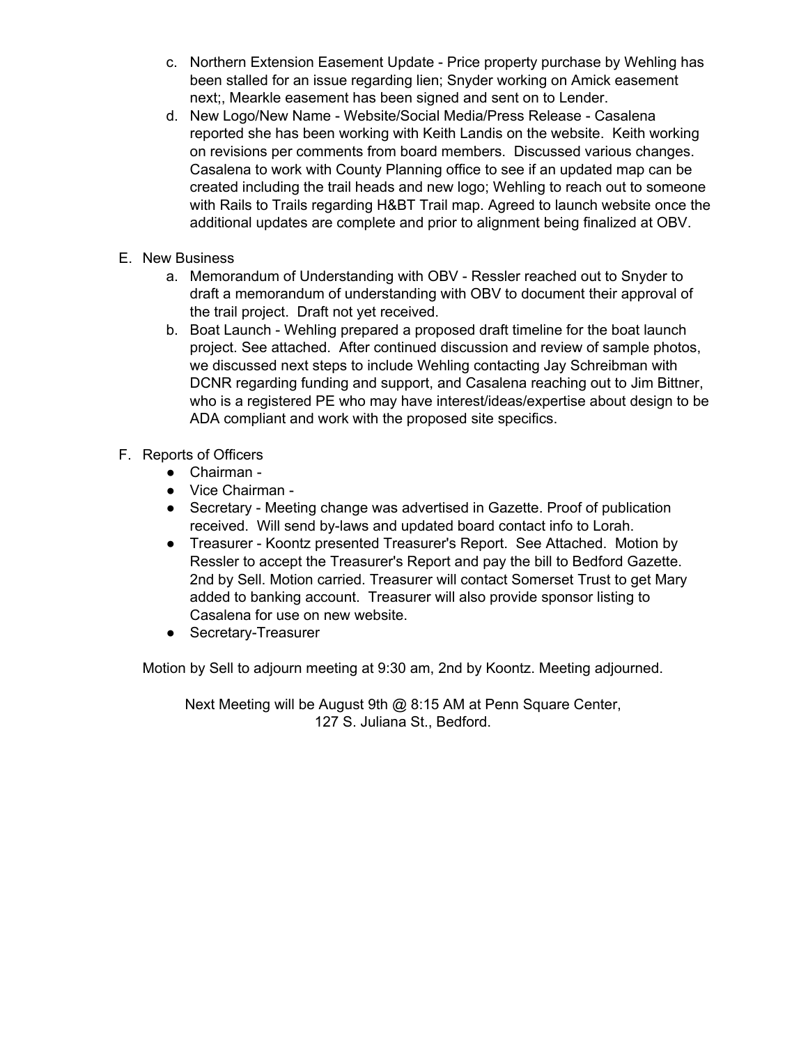c. Northern Extension Easement Update - Price property purchase by Wehling has been stalled for an issue regarding lien; Snyder working on Amick easement next;, Mearkle easement has been signed and sent on to Lender.

d. New Logo/New Name - Website/Social Media/Press Release - Casalena reported she has been working with Keith Landis on the website. Keith working on revisions per comments from board members. Discussed various changes. Casalena to work with County Planning office to see if an updated map can be created including the trail heads and new logo; Wehling to reach out to someone with Rails to Trails regarding H&BT Trail map. Agreed to launch website once the additional updates are complete and prior to alignment being finalized at OBV.

E. New Business

a. Memorandum of Understanding with OBV - Ressler reached out to Snyder to draft a memorandum of understanding with OBV to document their approval of the trail project. Draft not yet received.

b. Boat Launch - Wehling prepared a proposed draft timeline for the boat launch project. See attached. After continued discussion and review of sample photos, we discussed next steps to include Wehling contacting Jay Schreibman with DCNR regarding funding and support, and Casalena reaching out to Jim Bittner, who is a registered PE who may have interest/ideas/expertise about design to be ADA compliant and work with the proposed site specifics.

F. Reports of Officers

- Chairman -
- Vice Chairman -
- Secretary - Meeting change was advertised in Gazette. Proof of publication received. Will send by-laws and updated board contact info to Lorah.
- Treasurer - Koontz presented Treasurer's Report. See Attached. Motion by Ressler to accept the Treasurer's Report and pay the bill to Bedford Gazette. 2nd by Sell. Motion carried. Treasurer will contact Somerset Trust to get Mary added to banking account. Treasurer will also provide sponsor listing to Casalena for use on new website.
- Secretary-Treasurer

Motion by Sell to adjourn meeting at 9:30 am, 2nd by Koontz. Meeting adjourned.

Next Meeting will be August 9th @ 8:15 AM at Penn Square Center, 127 S. Juliana St., Bedford.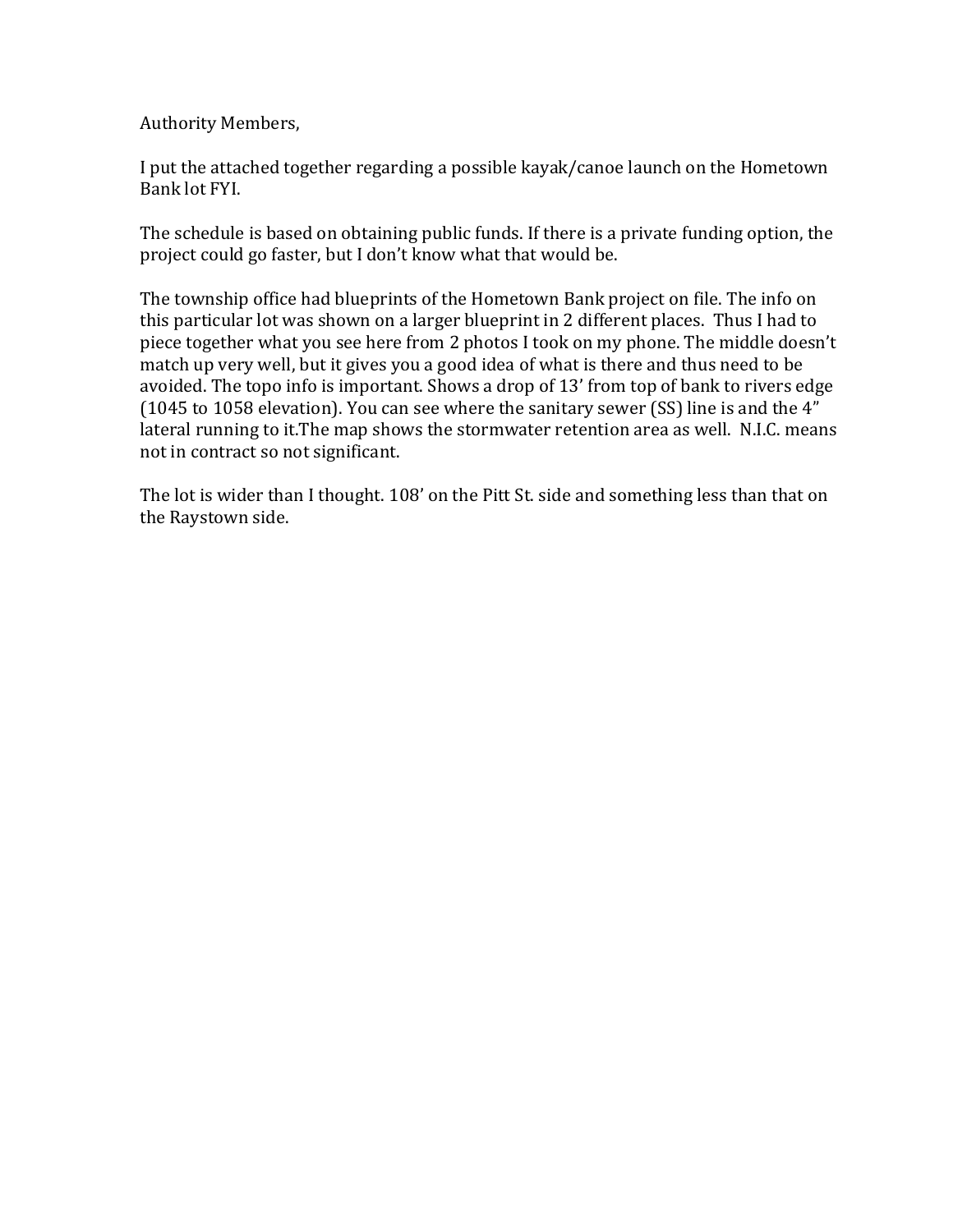Authority Members,

I put the attached together regarding a possible kayak/canoe launch on the Hometown Bank lot FYI.

The schedule is based on obtaining public funds. If there is a private funding option, the project could go faster, but I don't know what that would be.

The township office had blueprints of the Hometown Bank project on file. The info on this particular lot was shown on a larger blueprint in 2 different places. Thus I had to piece together what you see here from 2 photos I took on my phone. The middle doesn't match up very well, but it gives you a good idea of what is there and thus need to be avoided. The topo info is important. Shows a drop of 13' from top of bank to rivers edge (1045 to 1058 elevation). You can see where the sanitary sewer (SS) line is and the 4" lateral running to it.The map shows the stormwater retention area as well. N.I.C. means not in contract so not significant.

The lot is wider than I thought. 108' on the Pitt St. side and something less than that on the Raystown side.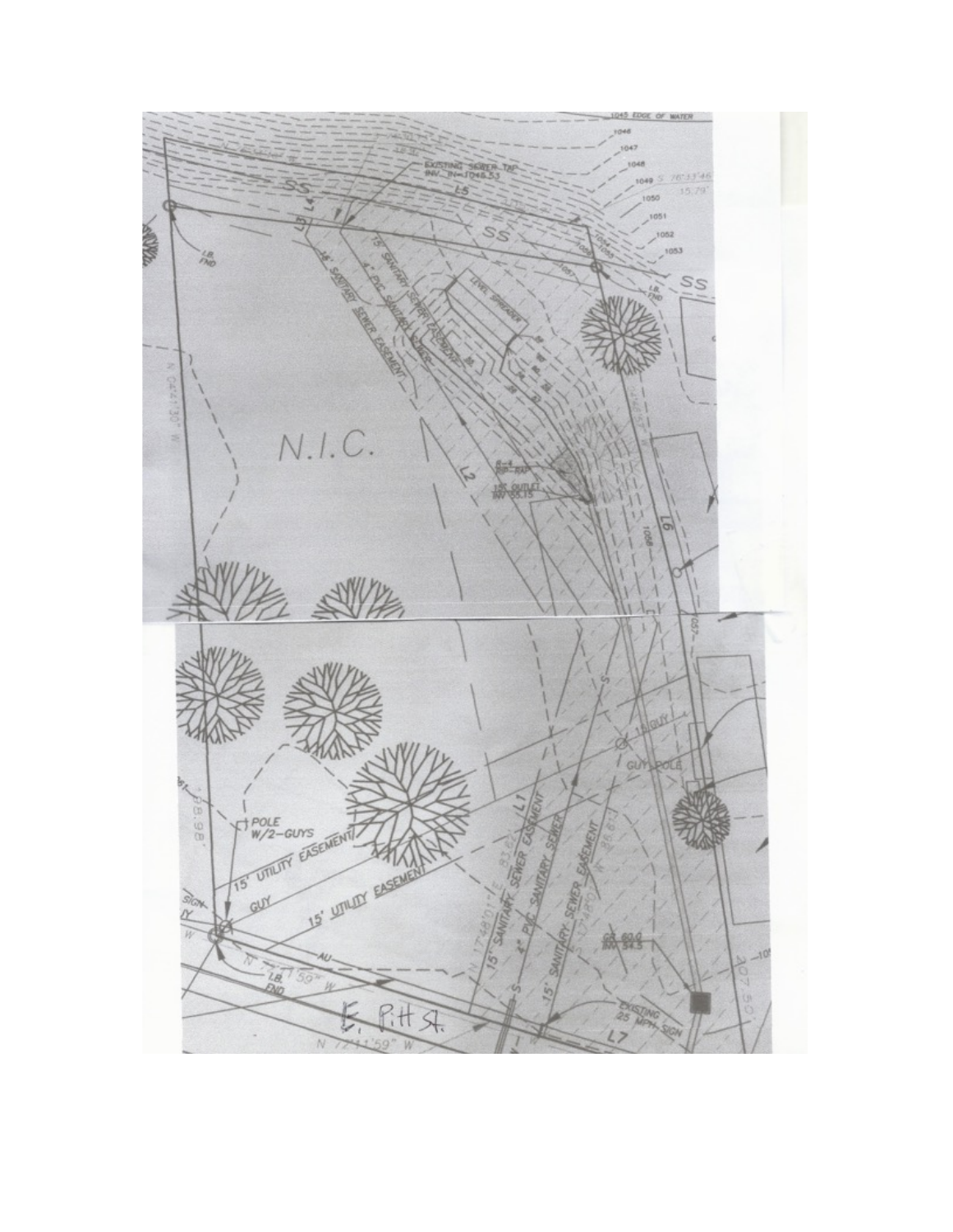1045 EDGE OF WATER

1046
1047
1048
1049
1050
1051
1052
1053

S 76°33'46"
15.79'

EXISTING SEWER TAP
INV. IN=1048.53

L5

L4

L3

SS

I.B.
FND

15' SANITARY SEWER EASEMENT

4" PVC SANITARY SEWER

15' SANITARY SEWER EASEMENT

LEVEL SPREADER

N.I.C.

N 04°41'30" W

L2

R-4
RIP-RAP

15" OUTLET
INV 55.15

L6

1058

1057

GUY

GUY POLE

POLE
W/2-GUYS

198.98'

15' UTILITY EASEMENT

15' UTILITY EASEMENT

GUY

SIGN

L1

N 17°48'01" E 83.61'

15' SANITARY SEWER EASEMENT

4" PVC SANITARY SEWER

15' SANITARY SEWER EASEMENT

GS 60.0
INV 54.5

I.B.
FND

N 72°11'59" W

E. Pitt St.

EXISTING
25 MPH SIGN

L7

207.50'

N 72°11'59" W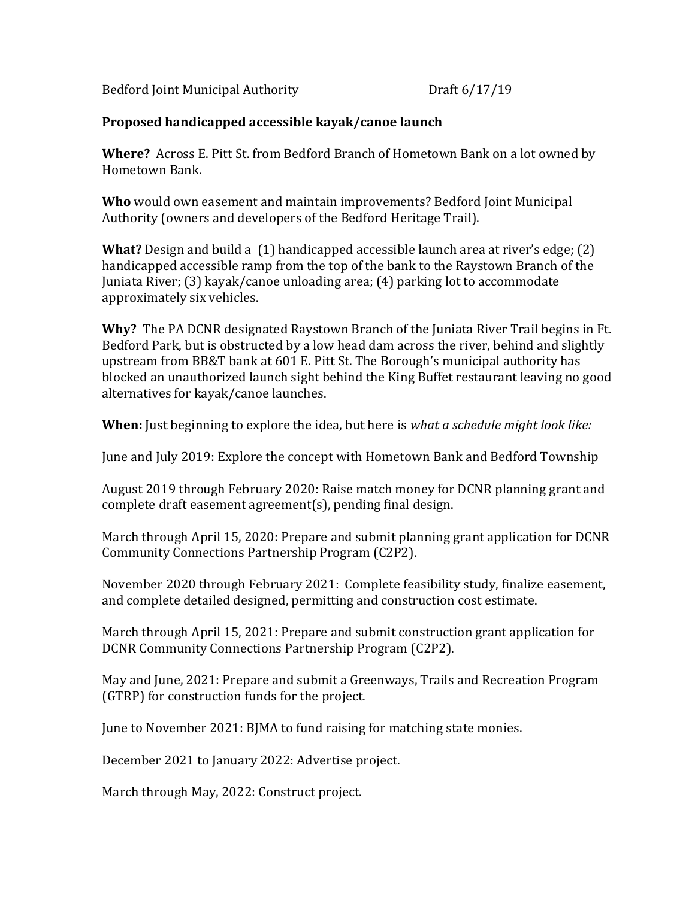Bedford Joint Municipal Authority Draft 6/17/19

**Proposed handicapped accessible kayak/canoe launch**

**Where?** Across E. Pitt St. from Bedford Branch of Hometown Bank on a lot owned by Hometown Bank.

**Who** would own easement and maintain improvements? Bedford Joint Municipal Authority (owners and developers of the Bedford Heritage Trail).

**What?** Design and build a (1) handicapped accessible launch area at river's edge; (2) handicapped accessible ramp from the top of the bank to the Raystown Branch of the Juniata River; (3) kayak/canoe unloading area; (4) parking lot to accommodate approximately six vehicles.

**Why?** The PA DCNR designated Raystown Branch of the Juniata River Trail begins in Ft. Bedford Park, but is obstructed by a low head dam across the river, behind and slightly upstream from BB&T bank at 601 E. Pitt St. The Borough's municipal authority has blocked an unauthorized launch sight behind the King Buffet restaurant leaving no good alternatives for kayak/canoe launches.

**When:** Just beginning to explore the idea, but here is *what a schedule might look like:*

June and July 2019: Explore the concept with Hometown Bank and Bedford Township

August 2019 through February 2020: Raise match money for DCNR planning grant and complete draft easement agreement(s), pending final design.

March through April 15, 2020: Prepare and submit planning grant application for DCNR Community Connections Partnership Program (C2P2).

November 2020 through February 2021: Complete feasibility study, finalize easement, and complete detailed designed, permitting and construction cost estimate.

March through April 15, 2021: Prepare and submit construction grant application for DCNR Community Connections Partnership Program (C2P2).

May and June, 2021: Prepare and submit a Greenways, Trails and Recreation Program (GTRP) for construction funds for the project.

June to November 2021: BJMA to fund raising for matching state monies.

December 2021 to January 2022: Advertise project.

March through May, 2022: Construct project.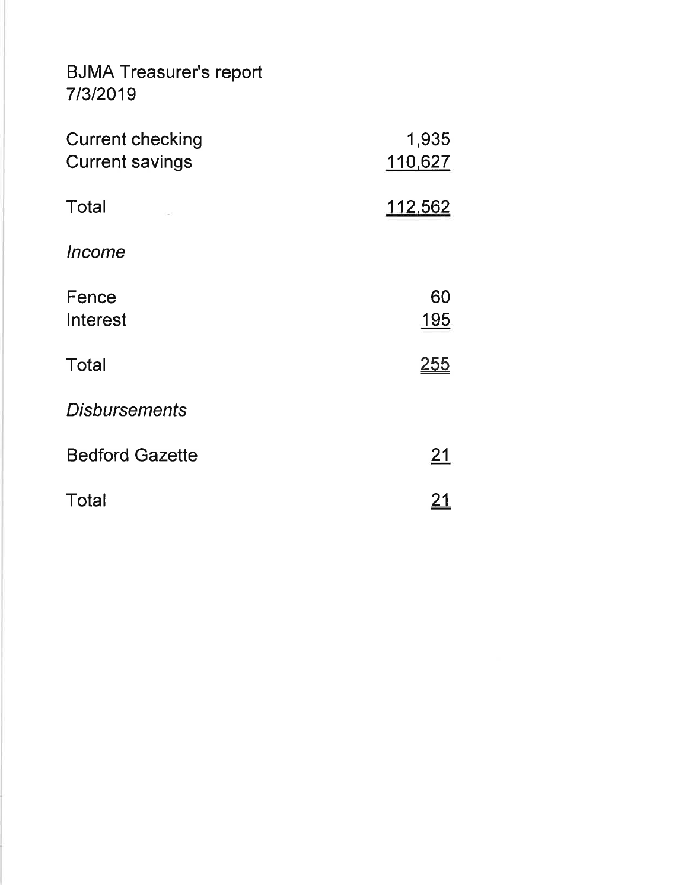# BJMA Treasurer's report
7/3/2019

| | |
|---|---|
| Current checking | 1,935 |
| Current savings | 110,627 |
| Total | 112,562 |
| *Income* | |
| Fence | 60 |
| Interest | 195 |
| Total | 255 |
| *Disbursements* | |
| Bedford Gazette | 21 |
| Total | 21 |